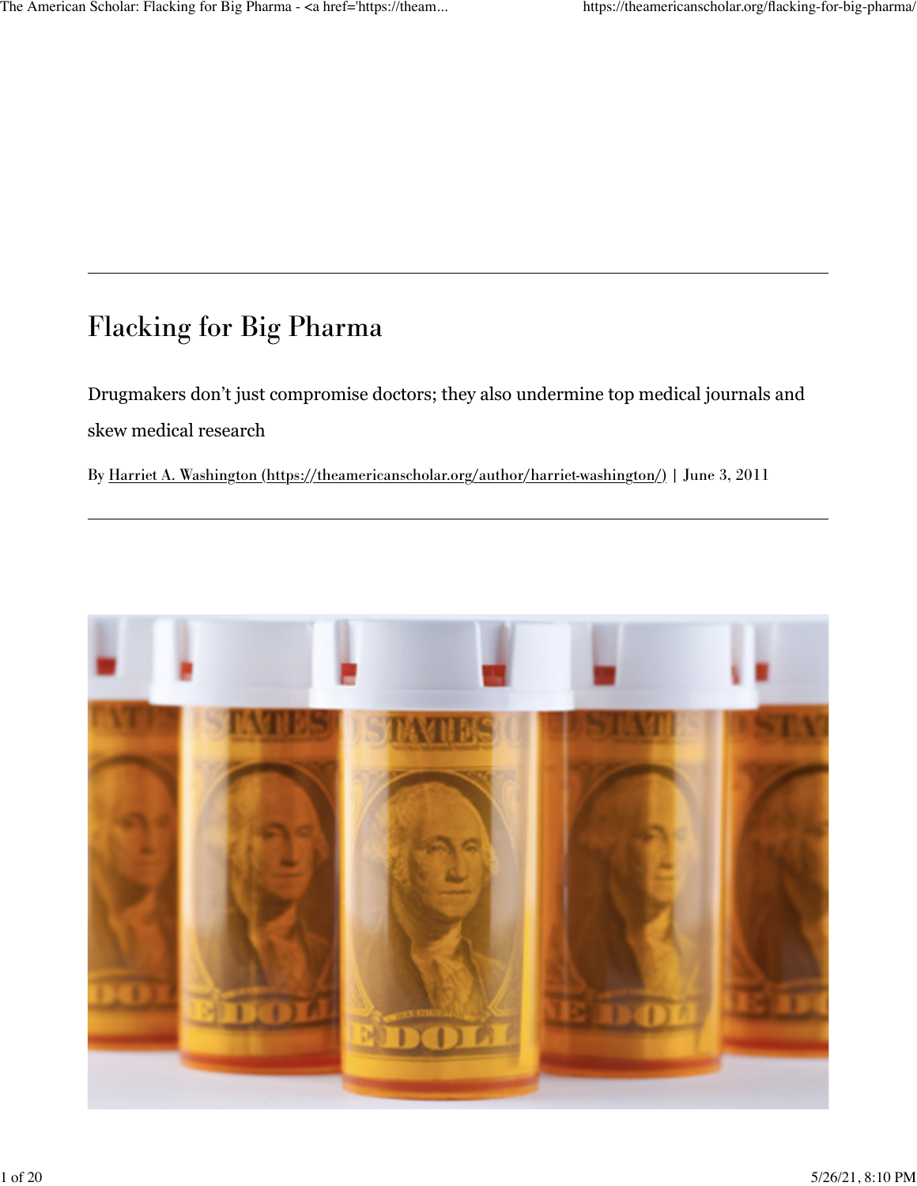# Flacking for Big Pharma

Drugmakers don't just compromise doctors; they also undermine top medical journals and skew medical research

By Harriet A. Washington (https://theamericanscholar.org/author/harriet-washington/) | June 3, 2011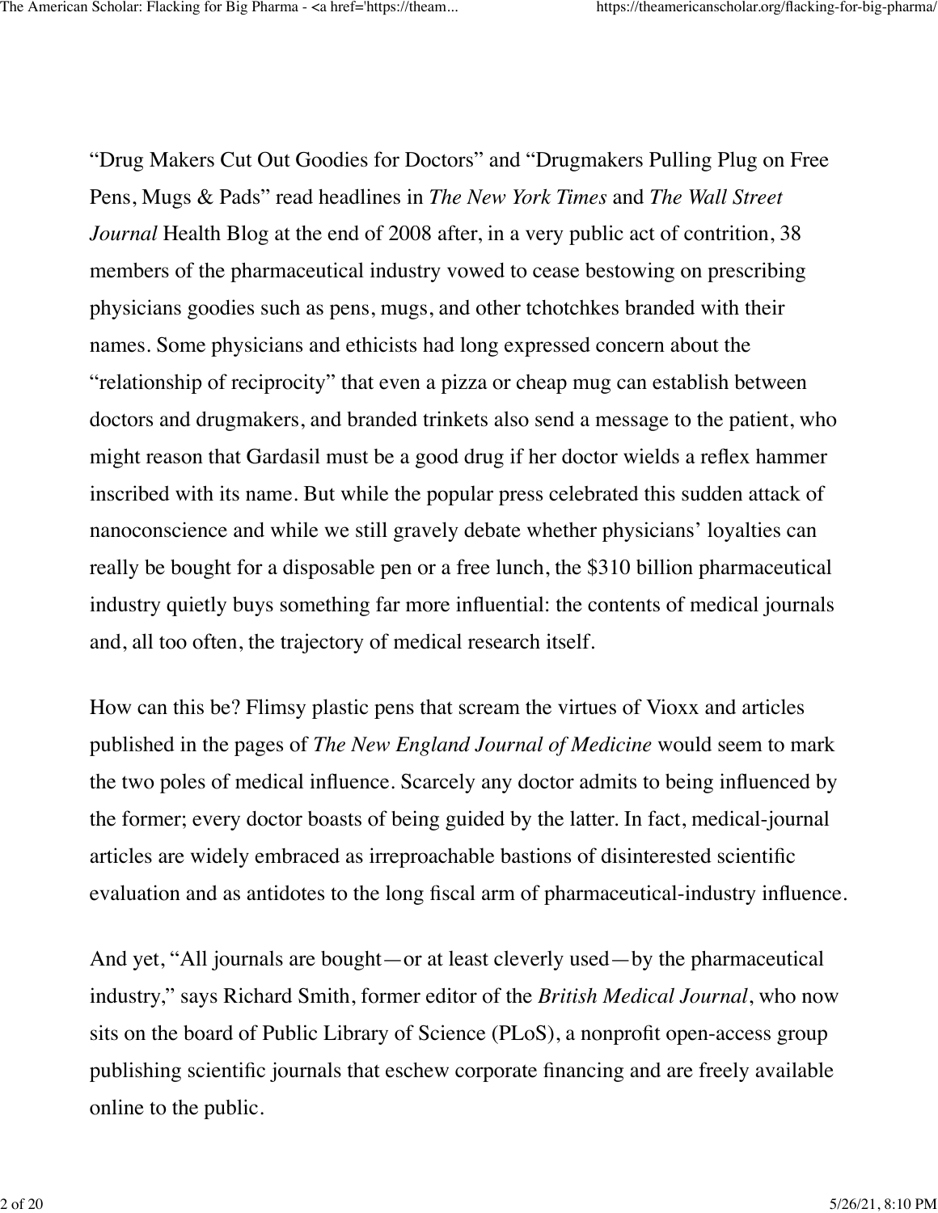“Drug Makers Cut Out Goodies for Doctors” and “Drugmakers Pulling Plug on Free Pens, Mugs & Pads” read headlines in *The New York Times* and *The Wall Street Journal* Health Blog at the end of 2008 after, in a very public act of contrition, 38 members of the pharmaceutical industry vowed to cease bestowing on prescribing physicians goodies such as pens, mugs, and other tchotchkes branded with their names. Some physicians and ethicists had long expressed concern about the “relationship of reciprocity” that even a pizza or cheap mug can establish between doctors and drugmakers, and branded trinkets also send a message to the patient, who might reason that Gardasil must be a good drug if her doctor wields a reflex hammer inscribed with its name. But while the popular press celebrated this sudden attack of nanoconscience and while we still gravely debate whether physicians’ loyalties can really be bought for a disposable pen or a free lunch, the $310 billion pharmaceutical industry quietly buys something far more influential: the contents of medical journals and, all too often, the trajectory of medical research itself.

How can this be? Flimsy plastic pens that scream the virtues of Vioxx and articles published in the pages of *The New England Journal of Medicine* would seem to mark the two poles of medical influence. Scarcely any doctor admits to being influenced by the former; every doctor boasts of being guided by the latter. In fact, medical-journal articles are widely embraced as irreproachable bastions of disinterested scientific evaluation and as antidotes to the long fiscal arm of pharmaceutical-industry influence.

And yet, “All journals are bought—or at least cleverly used—by the pharmaceutical industry,” says Richard Smith, former editor of the *British Medical Journal*, who now sits on the board of Public Library of Science (PLoS), a nonprofit open-access group publishing scientific journals that eschew corporate financing and are freely available online to the public.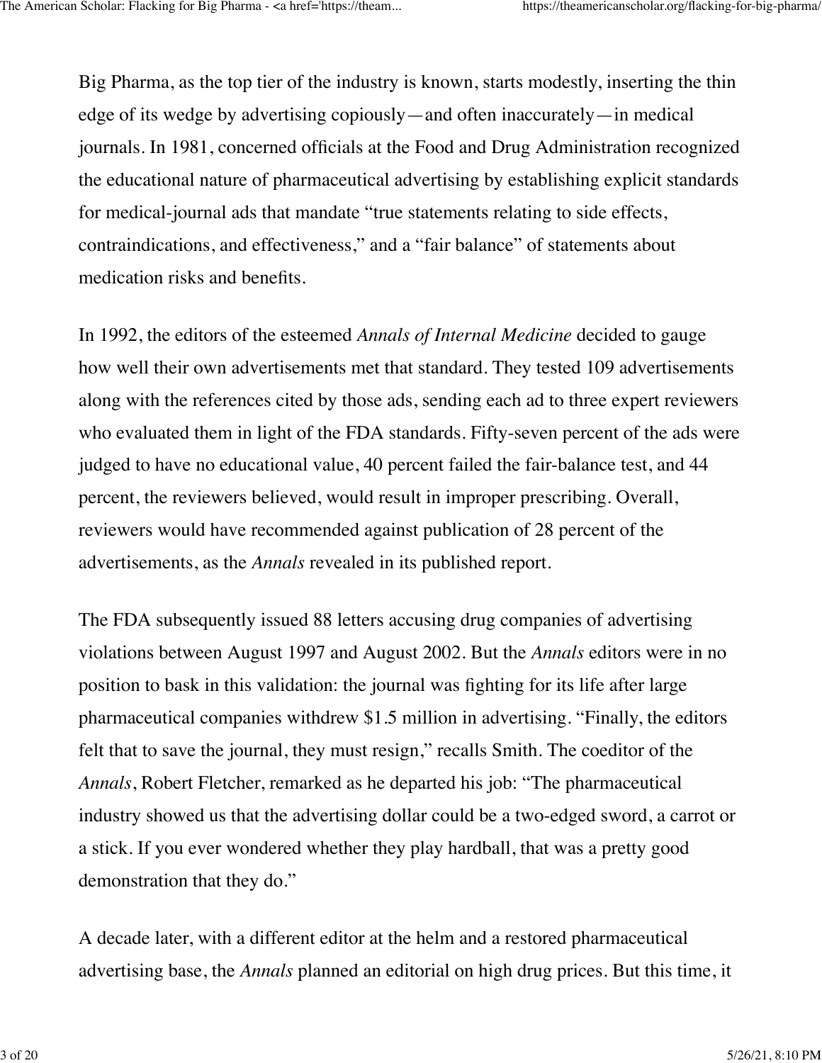Big Pharma, as the top tier of the industry is known, starts modestly, inserting the thin edge of its wedge by advertising copiously—and often inaccurately—in medical journals. In 1981, concerned officials at the Food and Drug Administration recognized the educational nature of pharmaceutical advertising by establishing explicit standards for medical-journal ads that mandate "true statements relating to side effects, contraindications, and effectiveness," and a "fair balance" of statements about medication risks and benefits.

In 1992, the editors of the esteemed *Annals of Internal Medicine* decided to gauge how well their own advertisements met that standard. They tested 109 advertisements along with the references cited by those ads, sending each ad to three expert reviewers who evaluated them in light of the FDA standards. Fifty-seven percent of the ads were judged to have no educational value, 40 percent failed the fair-balance test, and 44 percent, the reviewers believed, would result in improper prescribing. Overall, reviewers would have recommended against publication of 28 percent of the advertisements, as the *Annals* revealed in its published report.

The FDA subsequently issued 88 letters accusing drug companies of advertising violations between August 1997 and August 2002. But the *Annals* editors were in no position to bask in this validation: the journal was fighting for its life after large pharmaceutical companies withdrew $1.5 million in advertising. "Finally, the editors felt that to save the journal, they must resign," recalls Smith. The coeditor of the *Annals*, Robert Fletcher, remarked as he departed his job: "The pharmaceutical industry showed us that the advertising dollar could be a two-edged sword, a carrot or a stick. If you ever wondered whether they play hardball, that was a pretty good demonstration that they do."

A decade later, with a different editor at the helm and a restored pharmaceutical advertising base, the *Annals* planned an editorial on high drug prices. But this time, it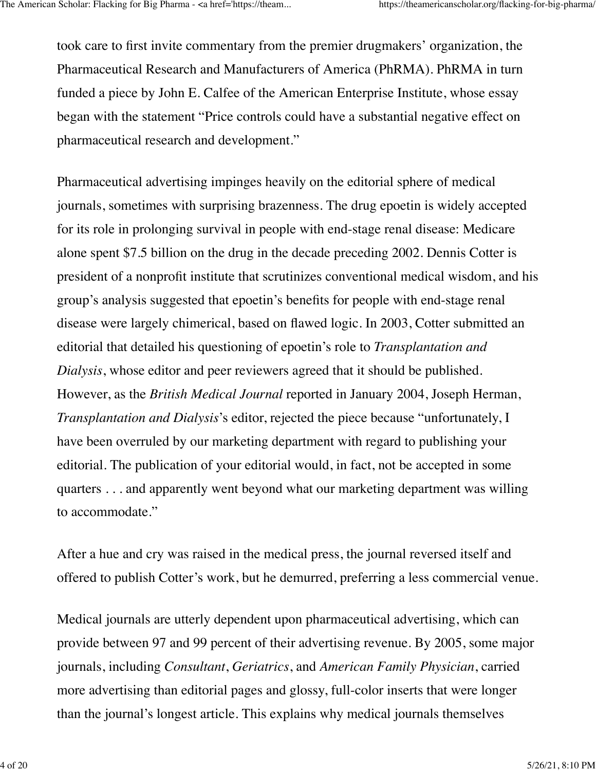took care to first invite commentary from the premier drugmakers' organization, the Pharmaceutical Research and Manufacturers of America (PhRMA). PhRMA in turn funded a piece by John E. Calfee of the American Enterprise Institute, whose essay began with the statement "Price controls could have a substantial negative effect on pharmaceutical research and development."

Pharmaceutical advertising impinges heavily on the editorial sphere of medical journals, sometimes with surprising brazenness. The drug epoetin is widely accepted for its role in prolonging survival in people with end-stage renal disease: Medicare alone spent $7.5 billion on the drug in the decade preceding 2002. Dennis Cotter is president of a nonprofit institute that scrutinizes conventional medical wisdom, and his group's analysis suggested that epoetin's benefits for people with end-stage renal disease were largely chimerical, based on flawed logic. In 2003, Cotter submitted an editorial that detailed his questioning of epoetin's role to *Transplantation and Dialysis*, whose editor and peer reviewers agreed that it should be published. However, as the *British Medical Journal* reported in January 2004, Joseph Herman, *Transplantation and Dialysis*'s editor, rejected the piece because "unfortunately, I have been overruled by our marketing department with regard to publishing your editorial. The publication of your editorial would, in fact, not be accepted in some quarters . . . and apparently went beyond what our marketing department was willing to accommodate."

After a hue and cry was raised in the medical press, the journal reversed itself and offered to publish Cotter's work, but he demurred, preferring a less commercial venue.

Medical journals are utterly dependent upon pharmaceutical advertising, which can provide between 97 and 99 percent of their advertising revenue. By 2005, some major journals, including *Consultant*, *Geriatrics*, and *American Family Physician*, carried more advertising than editorial pages and glossy, full-color inserts that were longer than the journal's longest article. This explains why medical journals themselves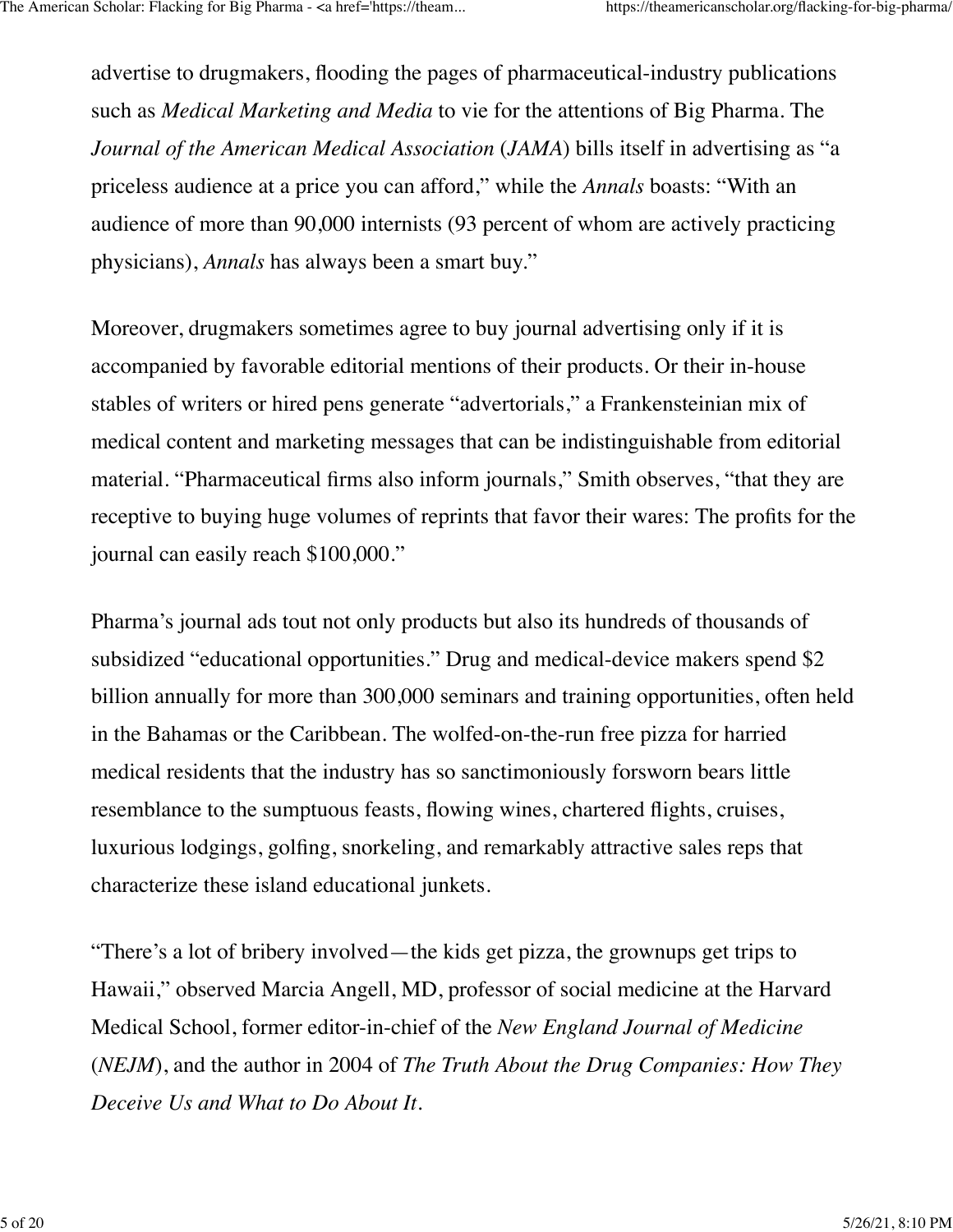advertise to drugmakers, flooding the pages of pharmaceutical-industry publications such as *Medical Marketing and Media* to vie for the attentions of Big Pharma. The *Journal of the American Medical Association* (*JAMA*) bills itself in advertising as "a priceless audience at a price you can afford," while the *Annals* boasts: "With an audience of more than 90,000 internists (93 percent of whom are actively practicing physicians), *Annals* has always been a smart buy."

Moreover, drugmakers sometimes agree to buy journal advertising only if it is accompanied by favorable editorial mentions of their products. Or their in-house stables of writers or hired pens generate "advertorials," a Frankensteinian mix of medical content and marketing messages that can be indistinguishable from editorial material. "Pharmaceutical firms also inform journals," Smith observes, "that they are receptive to buying huge volumes of reprints that favor their wares: The profits for the journal can easily reach $100,000."

Pharma's journal ads tout not only products but also its hundreds of thousands of subsidized "educational opportunities." Drug and medical-device makers spend $2 billion annually for more than 300,000 seminars and training opportunities, often held in the Bahamas or the Caribbean. The wolfed-on-the-run free pizza for harried medical residents that the industry has so sanctimoniously forsworn bears little resemblance to the sumptuous feasts, flowing wines, chartered flights, cruises, luxurious lodgings, golfing, snorkeling, and remarkably attractive sales reps that characterize these island educational junkets.

"There's a lot of bribery involved—the kids get pizza, the grownups get trips to Hawaii," observed Marcia Angell, MD, professor of social medicine at the Harvard Medical School, former editor-in-chief of the *New England Journal of Medicine* (*NEJM*), and the author in 2004 of *The Truth About the Drug Companies: How They Deceive Us and What to Do About It*.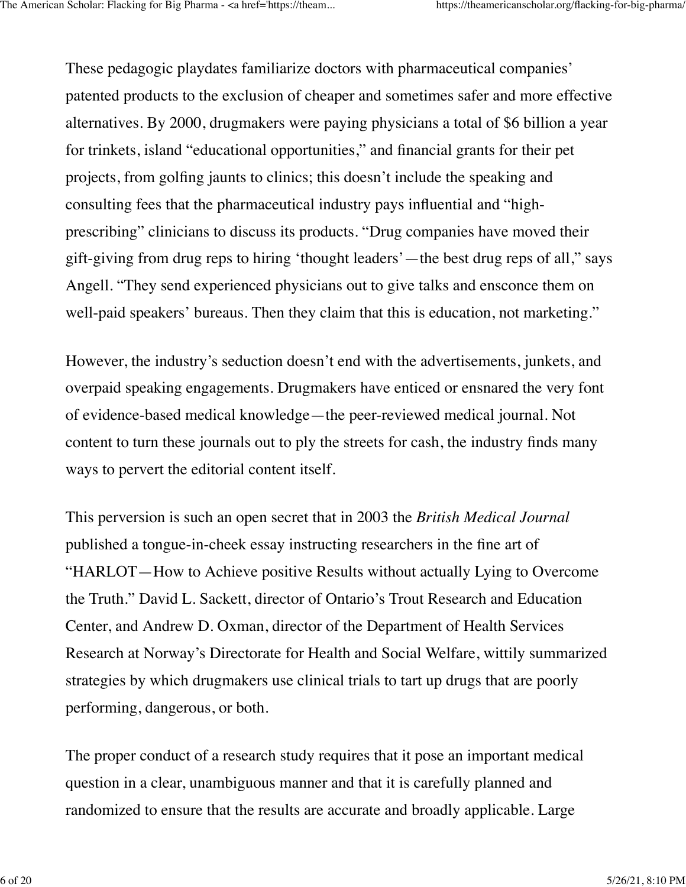These pedagogic playdates familiarize doctors with pharmaceutical companies' patented products to the exclusion of cheaper and sometimes safer and more effective alternatives. By 2000, drugmakers were paying physicians a total of $6 billion a year for trinkets, island "educational opportunities," and financial grants for their pet projects, from golfing jaunts to clinics; this doesn't include the speaking and consulting fees that the pharmaceutical industry pays influential and "high-prescribing" clinicians to discuss its products. "Drug companies have moved their gift-giving from drug reps to hiring 'thought leaders'—the best drug reps of all," says Angell. "They send experienced physicians out to give talks and ensconce them on well-paid speakers' bureaus. Then they claim that this is education, not marketing."

However, the industry's seduction doesn't end with the advertisements, junkets, and overpaid speaking engagements. Drugmakers have enticed or ensnared the very font of evidence-based medical knowledge—the peer-reviewed medical journal. Not content to turn these journals out to ply the streets for cash, the industry finds many ways to pervert the editorial content itself.

This perversion is such an open secret that in 2003 the *British Medical Journal* published a tongue-in-cheek essay instructing researchers in the fine art of "HARLOT—How to Achieve positive Results without actually Lying to Overcome the Truth." David L. Sackett, director of Ontario's Trout Research and Education Center, and Andrew D. Oxman, director of the Department of Health Services Research at Norway's Directorate for Health and Social Welfare, wittily summarized strategies by which drugmakers use clinical trials to tart up drugs that are poorly performing, dangerous, or both.

The proper conduct of a research study requires that it pose an important medical question in a clear, unambiguous manner and that it is carefully planned and randomized to ensure that the results are accurate and broadly applicable. Large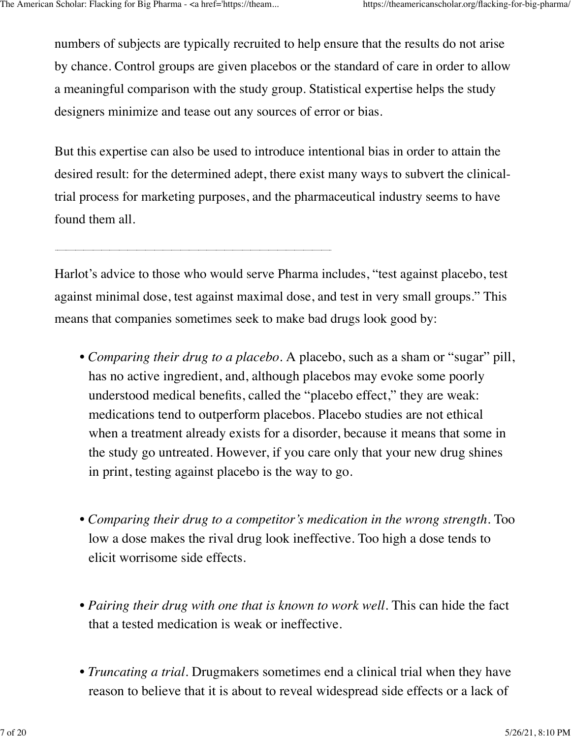numbers of subjects are typically recruited to help ensure that the results do not arise by chance. Control groups are given placebos or the standard of care in order to allow a meaningful comparison with the study group. Statistical expertise helps the study designers minimize and tease out any sources of error or bias.

But this expertise can also be used to introduce intentional bias in order to attain the desired result: for the determined adept, there exist many ways to subvert the clinical-trial process for marketing purposes, and the pharmaceutical industry seems to have found them all.

---

Harlot's advice to those who would serve Pharma includes, "test against placebo, test against minimal dose, test against maximal dose, and test in very small groups." This means that companies sometimes seek to make bad drugs look good by:

- *Comparing their drug to a placebo*. A placebo, such as a sham or "sugar" pill, has no active ingredient, and, although placebos may evoke some poorly understood medical benefits, called the "placebo effect," they are weak: medications tend to outperform placebos. Placebo studies are not ethical when a treatment already exists for a disorder, because it means that some in the study go untreated. However, if you care only that your new drug shines in print, testing against placebo is the way to go.

- *Comparing their drug to a competitor's medication in the wrong strength*. Too low a dose makes the rival drug look ineffective. Too high a dose tends to elicit worrisome side effects.

- *Pairing their drug with one that is known to work well*. This can hide the fact that a tested medication is weak or ineffective.

- *Truncating a trial*. Drugmakers sometimes end a clinical trial when they have reason to believe that it is about to reveal widespread side effects or a lack of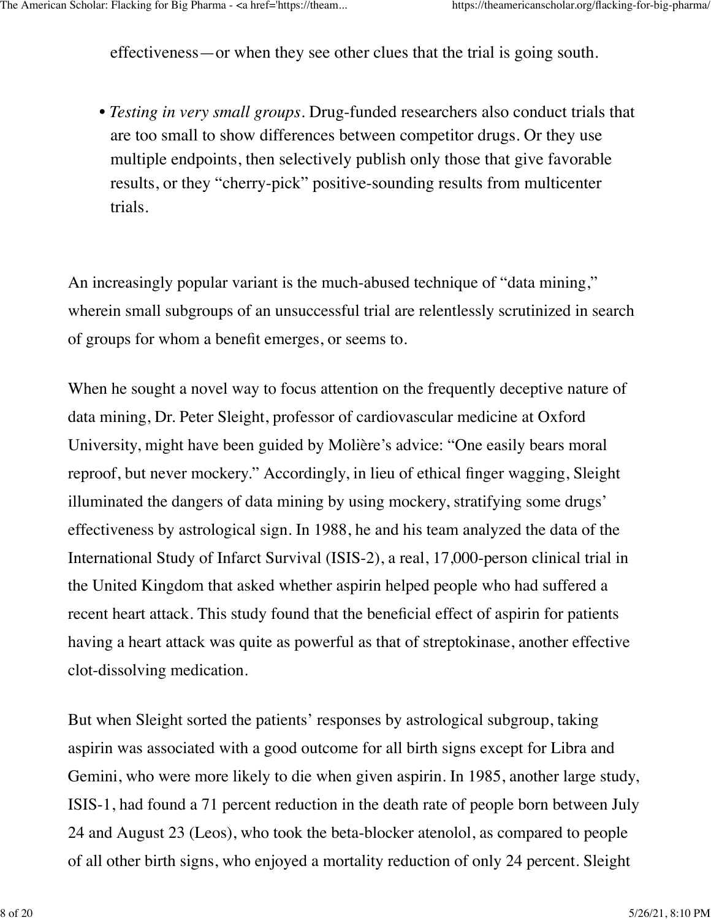effectiveness—or when they see other clues that the trial is going south.

- *Testing in very small groups*. Drug-funded researchers also conduct trials that are too small to show differences between competitor drugs. Or they use multiple endpoints, then selectively publish only those that give favorable results, or they "cherry-pick" positive-sounding results from multicenter trials.

An increasingly popular variant is the much-abused technique of "data mining," wherein small subgroups of an unsuccessful trial are relentlessly scrutinized in search of groups for whom a benefit emerges, or seems to.

When he sought a novel way to focus attention on the frequently deceptive nature of data mining, Dr. Peter Sleight, professor of cardiovascular medicine at Oxford University, might have been guided by Molière's advice: "One easily bears moral reproof, but never mockery." Accordingly, in lieu of ethical finger wagging, Sleight illuminated the dangers of data mining by using mockery, stratifying some drugs' effectiveness by astrological sign. In 1988, he and his team analyzed the data of the International Study of Infarct Survival (ISIS-2), a real, 17,000-person clinical trial in the United Kingdom that asked whether aspirin helped people who had suffered a recent heart attack. This study found that the beneficial effect of aspirin for patients having a heart attack was quite as powerful as that of streptokinase, another effective clot-dissolving medication.

But when Sleight sorted the patients' responses by astrological subgroup, taking aspirin was associated with a good outcome for all birth signs except for Libra and Gemini, who were more likely to die when given aspirin. In 1985, another large study, ISIS-1, had found a 71 percent reduction in the death rate of people born between July 24 and August 23 (Leos), who took the beta-blocker atenolol, as compared to people of all other birth signs, who enjoyed a mortality reduction of only 24 percent. Sleight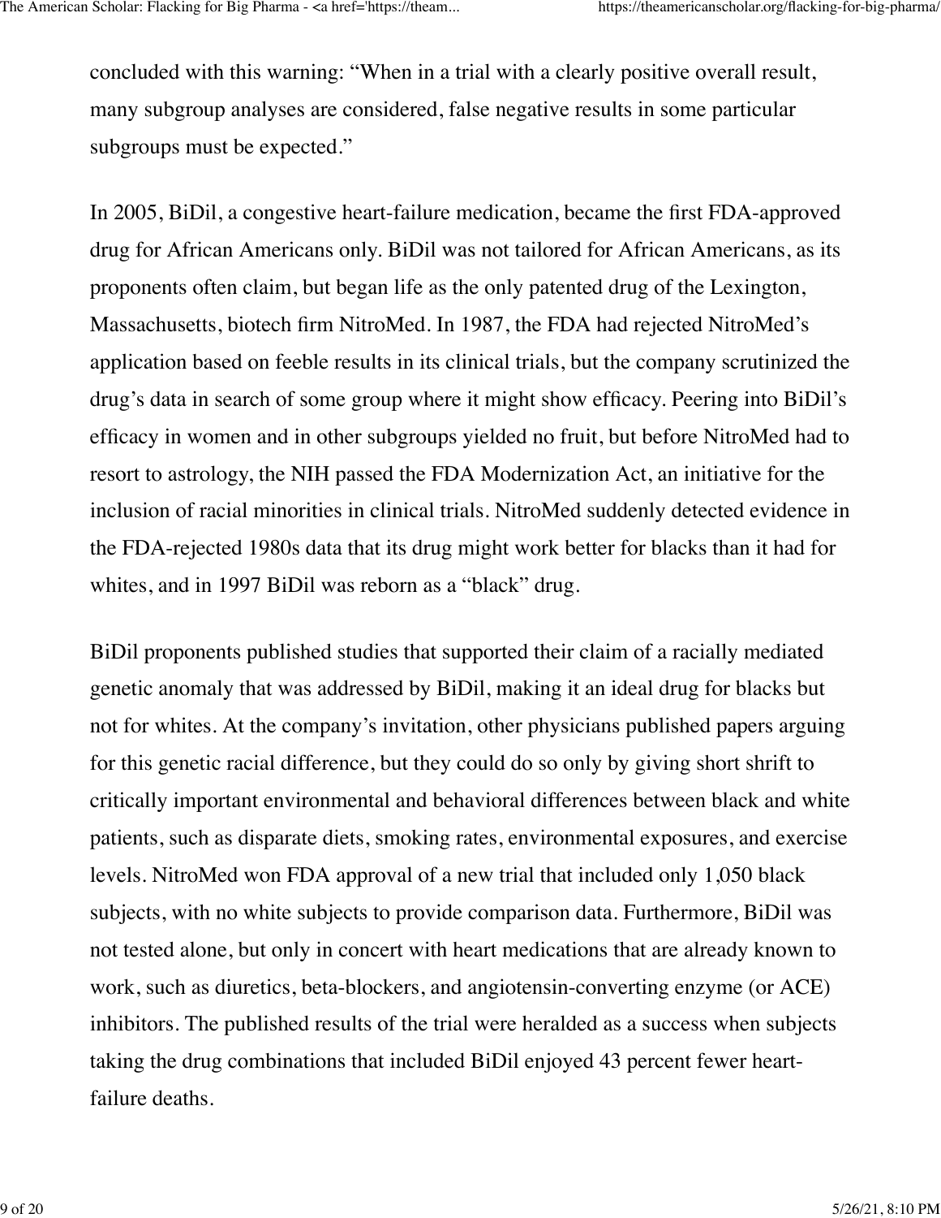concluded with this warning: “When in a trial with a clearly positive overall result, many subgroup analyses are considered, false negative results in some particular subgroups must be expected.”

In 2005, BiDil, a congestive heart-failure medication, became the first FDA-approved drug for African Americans only. BiDil was not tailored for African Americans, as its proponents often claim, but began life as the only patented drug of the Lexington, Massachusetts, biotech firm NitroMed. In 1987, the FDA had rejected NitroMed’s application based on feeble results in its clinical trials, but the company scrutinized the drug’s data in search of some group where it might show efficacy. Peering into BiDil’s efficacy in women and in other subgroups yielded no fruit, but before NitroMed had to resort to astrology, the NIH passed the FDA Modernization Act, an initiative for the inclusion of racial minorities in clinical trials. NitroMed suddenly detected evidence in the FDA-rejected 1980s data that its drug might work better for blacks than it had for whites, and in 1997 BiDil was reborn as a “black” drug.

BiDil proponents published studies that supported their claim of a racially mediated genetic anomaly that was addressed by BiDil, making it an ideal drug for blacks but not for whites. At the company’s invitation, other physicians published papers arguing for this genetic racial difference, but they could do so only by giving short shrift to critically important environmental and behavioral differences between black and white patients, such as disparate diets, smoking rates, environmental exposures, and exercise levels. NitroMed won FDA approval of a new trial that included only 1,050 black subjects, with no white subjects to provide comparison data. Furthermore, BiDil was not tested alone, but only in concert with heart medications that are already known to work, such as diuretics, beta-blockers, and angiotensin-converting enzyme (or ACE) inhibitors. The published results of the trial were heralded as a success when subjects taking the drug combinations that included BiDil enjoyed 43 percent fewer heart-failure deaths.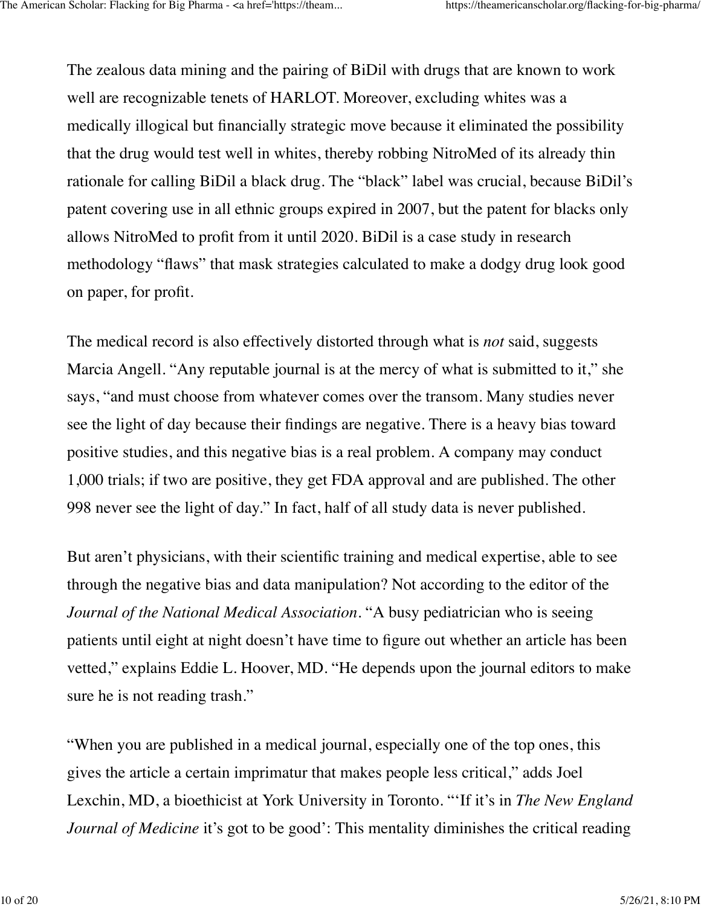The zealous data mining and the pairing of BiDil with drugs that are known to work well are recognizable tenets of HARLOT. Moreover, excluding whites was a medically illogical but financially strategic move because it eliminated the possibility that the drug would test well in whites, thereby robbing NitroMed of its already thin rationale for calling BiDil a black drug. The "black" label was crucial, because BiDil's patent covering use in all ethnic groups expired in 2007, but the patent for blacks only allows NitroMed to profit from it until 2020. BiDil is a case study in research methodology "flaws" that mask strategies calculated to make a dodgy drug look good on paper, for profit.

The medical record is also effectively distorted through what is *not* said, suggests Marcia Angell. "Any reputable journal is at the mercy of what is submitted to it," she says, "and must choose from whatever comes over the transom. Many studies never see the light of day because their findings are negative. There is a heavy bias toward positive studies, and this negative bias is a real problem. A company may conduct 1,000 trials; if two are positive, they get FDA approval and are published. The other 998 never see the light of day." In fact, half of all study data is never published.

But aren't physicians, with their scientific training and medical expertise, able to see through the negative bias and data manipulation? Not according to the editor of the *Journal of the National Medical Association*. "A busy pediatrician who is seeing patients until eight at night doesn't have time to figure out whether an article has been vetted," explains Eddie L. Hoover, MD. "He depends upon the journal editors to make sure he is not reading trash."

"When you are published in a medical journal, especially one of the top ones, this gives the article a certain imprimatur that makes people less critical," adds Joel Lexchin, MD, a bioethicist at York University in Toronto. "'If it's in *The New England Journal of Medicine* it's got to be good': This mentality diminishes the critical reading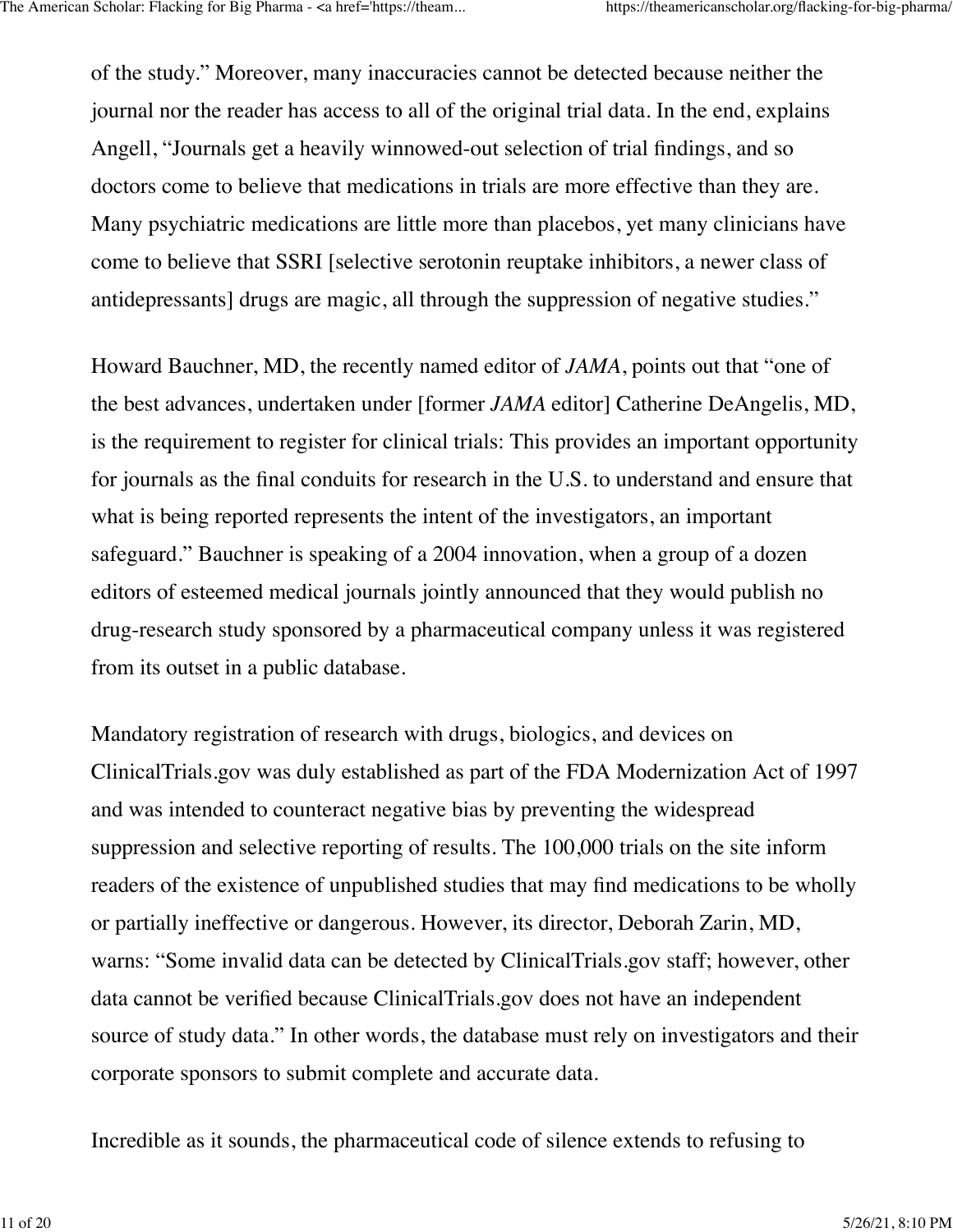of the study." Moreover, many inaccuracies cannot be detected because neither the journal nor the reader has access to all of the original trial data. In the end, explains Angell, "Journals get a heavily winnowed-out selection of trial findings, and so doctors come to believe that medications in trials are more effective than they are. Many psychiatric medications are little more than placebos, yet many clinicians have come to believe that SSRI [selective serotonin reuptake inhibitors, a newer class of antidepressants] drugs are magic, all through the suppression of negative studies."

Howard Bauchner, MD, the recently named editor of *JAMA*, points out that "one of the best advances, undertaken under [former *JAMA* editor] Catherine DeAngelis, MD, is the requirement to register for clinical trials: This provides an important opportunity for journals as the final conduits for research in the U.S. to understand and ensure that what is being reported represents the intent of the investigators, an important safeguard." Bauchner is speaking of a 2004 innovation, when a group of a dozen editors of esteemed medical journals jointly announced that they would publish no drug-research study sponsored by a pharmaceutical company unless it was registered from its outset in a public database.

Mandatory registration of research with drugs, biologics, and devices on ClinicalTrials.gov was duly established as part of the FDA Modernization Act of 1997 and was intended to counteract negative bias by preventing the widespread suppression and selective reporting of results. The 100,000 trials on the site inform readers of the existence of unpublished studies that may find medications to be wholly or partially ineffective or dangerous. However, its director, Deborah Zarin, MD, warns: "Some invalid data can be detected by ClinicalTrials.gov staff; however, other data cannot be verified because ClinicalTrials.gov does not have an independent source of study data." In other words, the database must rely on investigators and their corporate sponsors to submit complete and accurate data.

Incredible as it sounds, the pharmaceutical code of silence extends to refusing to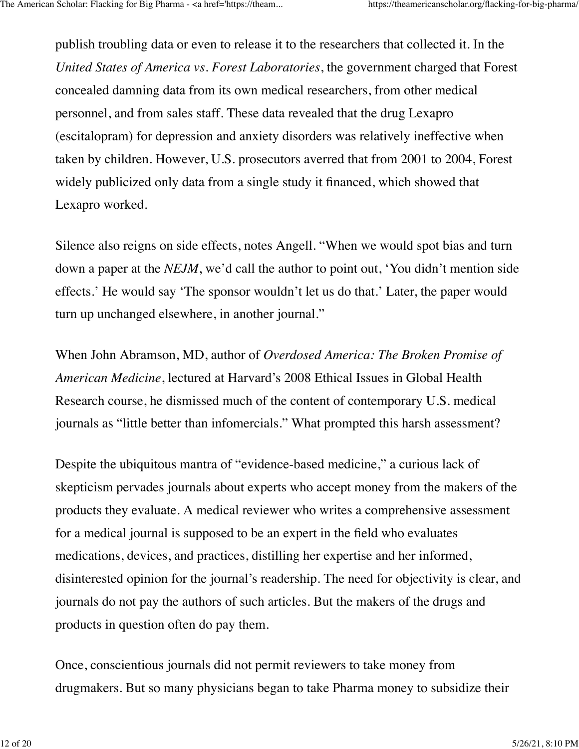publish troubling data or even to release it to the researchers that collected it. In the *United States of America vs. Forest Laboratories*, the government charged that Forest concealed damning data from its own medical researchers, from other medical personnel, and from sales staff. These data revealed that the drug Lexapro (escitalopram) for depression and anxiety disorders was relatively ineffective when taken by children. However, U.S. prosecutors averred that from 2001 to 2004, Forest widely publicized only data from a single study it financed, which showed that Lexapro worked.

Silence also reigns on side effects, notes Angell. "When we would spot bias and turn down a paper at the *NEJM*, we'd call the author to point out, 'You didn't mention side effects.' He would say 'The sponsor wouldn't let us do that.' Later, the paper would turn up unchanged elsewhere, in another journal."

When John Abramson, MD, author of *Overdosed America: The Broken Promise of American Medicine*, lectured at Harvard's 2008 Ethical Issues in Global Health Research course, he dismissed much of the content of contemporary U.S. medical journals as "little better than infomercials." What prompted this harsh assessment?

Despite the ubiquitous mantra of "evidence-based medicine," a curious lack of skepticism pervades journals about experts who accept money from the makers of the products they evaluate. A medical reviewer who writes a comprehensive assessment for a medical journal is supposed to be an expert in the field who evaluates medications, devices, and practices, distilling her expertise and her informed, disinterested opinion for the journal's readership. The need for objectivity is clear, and journals do not pay the authors of such articles. But the makers of the drugs and products in question often do pay them.

Once, conscientious journals did not permit reviewers to take money from drugmakers. But so many physicians began to take Pharma money to subsidize their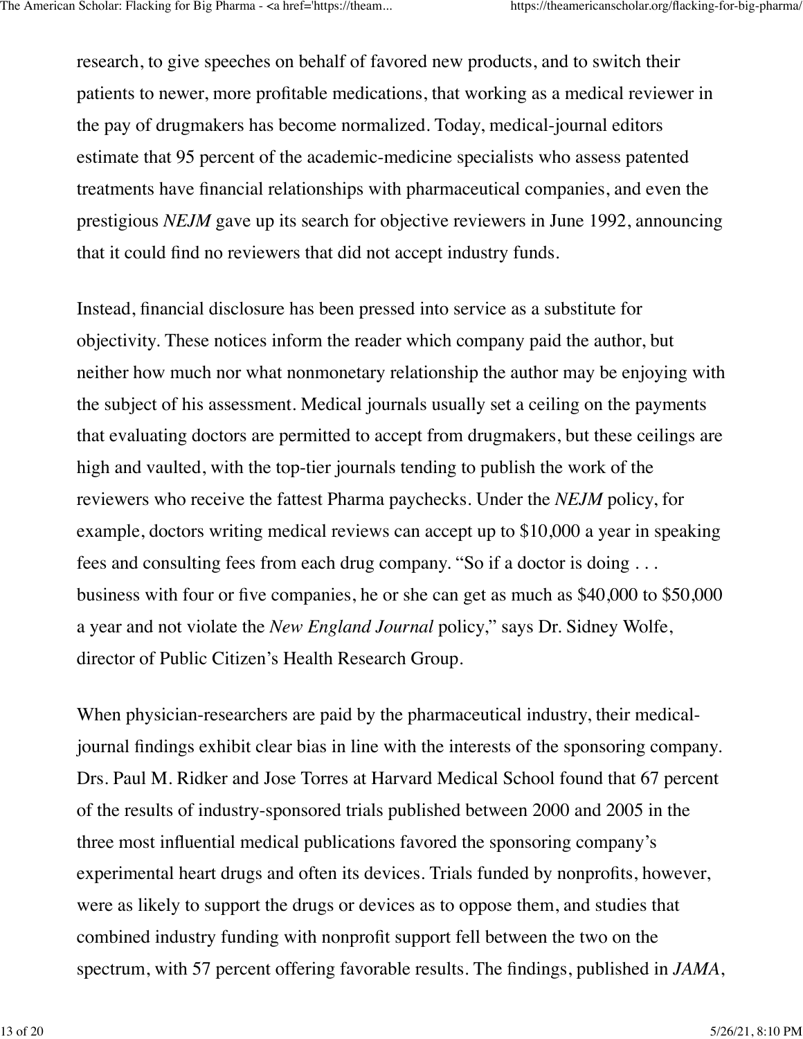research, to give speeches on behalf of favored new products, and to switch their patients to newer, more profitable medications, that working as a medical reviewer in the pay of drugmakers has become normalized. Today, medical-journal editors estimate that 95 percent of the academic-medicine specialists who assess patented treatments have financial relationships with pharmaceutical companies, and even the prestigious *NEJM* gave up its search for objective reviewers in June 1992, announcing that it could find no reviewers that did not accept industry funds.

Instead, financial disclosure has been pressed into service as a substitute for objectivity. These notices inform the reader which company paid the author, but neither how much nor what nonmonetary relationship the author may be enjoying with the subject of his assessment. Medical journals usually set a ceiling on the payments that evaluating doctors are permitted to accept from drugmakers, but these ceilings are high and vaulted, with the top-tier journals tending to publish the work of the reviewers who receive the fattest Pharma paychecks. Under the *NEJM* policy, for example, doctors writing medical reviews can accept up to $10,000 a year in speaking fees and consulting fees from each drug company. "So if a doctor is doing . . . business with four or five companies, he or she can get as much as $40,000 to $50,000 a year and not violate the *New England Journal* policy," says Dr. Sidney Wolfe, director of Public Citizen's Health Research Group.

When physician-researchers are paid by the pharmaceutical industry, their medical-journal findings exhibit clear bias in line with the interests of the sponsoring company. Drs. Paul M. Ridker and Jose Torres at Harvard Medical School found that 67 percent of the results of industry-sponsored trials published between 2000 and 2005 in the three most influential medical publications favored the sponsoring company's experimental heart drugs and often its devices. Trials funded by nonprofits, however, were as likely to support the drugs or devices as to oppose them, and studies that combined industry funding with nonprofit support fell between the two on the spectrum, with 57 percent offering favorable results. The findings, published in *JAMA*,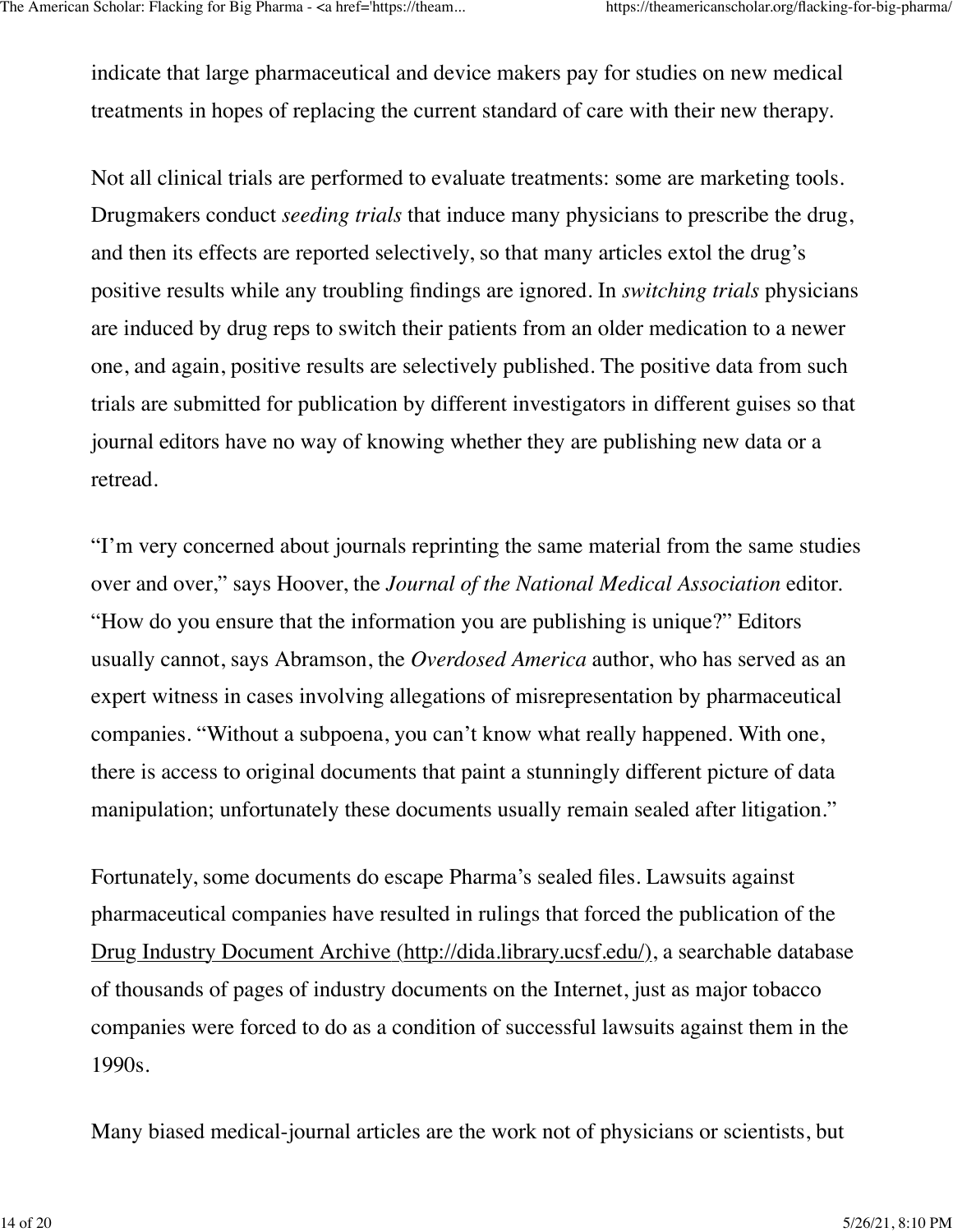indicate that large pharmaceutical and device makers pay for studies on new medical treatments in hopes of replacing the current standard of care with their new therapy.

Not all clinical trials are performed to evaluate treatments: some are marketing tools. Drugmakers conduct *seeding trials* that induce many physicians to prescribe the drug, and then its effects are reported selectively, so that many articles extol the drug's positive results while any troubling findings are ignored. In *switching trials* physicians are induced by drug reps to switch their patients from an older medication to a newer one, and again, positive results are selectively published. The positive data from such trials are submitted for publication by different investigators in different guises so that journal editors have no way of knowing whether they are publishing new data or a retread.

"I'm very concerned about journals reprinting the same material from the same studies over and over," says Hoover, the *Journal of the National Medical Association* editor. "How do you ensure that the information you are publishing is unique?" Editors usually cannot, says Abramson, the *Overdosed America* author, who has served as an expert witness in cases involving allegations of misrepresentation by pharmaceutical companies. "Without a subpoena, you can't know what really happened. With one, there is access to original documents that paint a stunningly different picture of data manipulation; unfortunately these documents usually remain sealed after litigation."

Fortunately, some documents do escape Pharma's sealed files. Lawsuits against pharmaceutical companies have resulted in rulings that forced the publication of the [Drug Industry Document Archive (http://dida.library.ucsf.edu/)](http://dida.library.ucsf.edu/), a searchable database of thousands of pages of industry documents on the Internet, just as major tobacco companies were forced to do as a condition of successful lawsuits against them in the 1990s.

Many biased medical-journal articles are the work not of physicians or scientists, but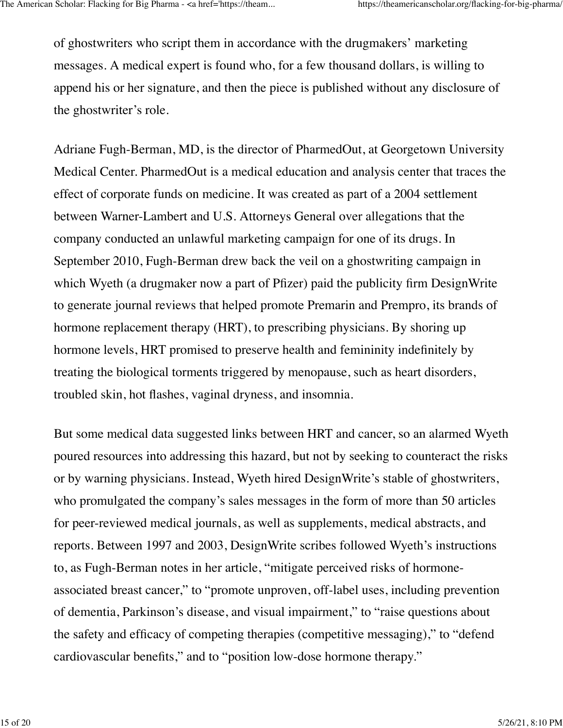of ghostwriters who script them in accordance with the drugmakers' marketing messages. A medical expert is found who, for a few thousand dollars, is willing to append his or her signature, and then the piece is published without any disclosure of the ghostwriter's role.

Adriane Fugh-Berman, MD, is the director of PharmedOut, at Georgetown University Medical Center. PharmedOut is a medical education and analysis center that traces the effect of corporate funds on medicine. It was created as part of a 2004 settlement between Warner-Lambert and U.S. Attorneys General over allegations that the company conducted an unlawful marketing campaign for one of its drugs. In September 2010, Fugh-Berman drew back the veil on a ghostwriting campaign in which Wyeth (a drugmaker now a part of Pfizer) paid the publicity firm DesignWrite to generate journal reviews that helped promote Premarin and Prempro, its brands of hormone replacement therapy (HRT), to prescribing physicians. By shoring up hormone levels, HRT promised to preserve health and femininity indefinitely by treating the biological torments triggered by menopause, such as heart disorders, troubled skin, hot flashes, vaginal dryness, and insomnia.

But some medical data suggested links between HRT and cancer, so an alarmed Wyeth poured resources into addressing this hazard, but not by seeking to counteract the risks or by warning physicians. Instead, Wyeth hired DesignWrite's stable of ghostwriters, who promulgated the company's sales messages in the form of more than 50 articles for peer-reviewed medical journals, as well as supplements, medical abstracts, and reports. Between 1997 and 2003, DesignWrite scribes followed Wyeth's instructions to, as Fugh-Berman notes in her article, "mitigate perceived risks of hormone-associated breast cancer," to "promote unproven, off-label uses, including prevention of dementia, Parkinson's disease, and visual impairment," to "raise questions about the safety and efficacy of competing therapies (competitive messaging)," to "defend cardiovascular benefits," and to "position low-dose hormone therapy."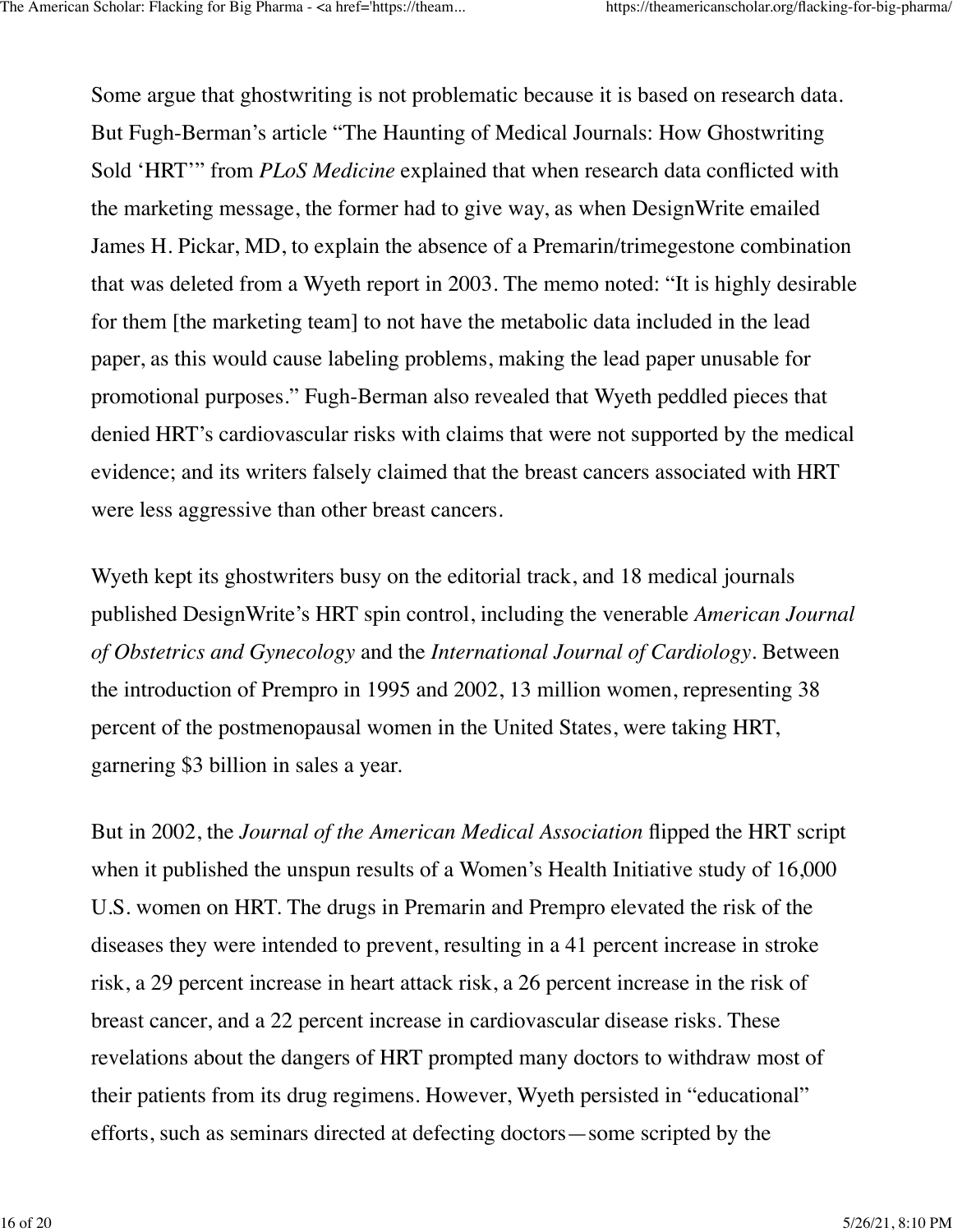Some argue that ghostwriting is not problematic because it is based on research data. But Fugh-Berman's article "The Haunting of Medical Journals: How Ghostwriting Sold 'HRT'" from *PLoS Medicine* explained that when research data conflicted with the marketing message, the former had to give way, as when DesignWrite emailed James H. Pickar, MD, to explain the absence of a Premarin/trimegestone combination that was deleted from a Wyeth report in 2003. The memo noted: "It is highly desirable for them [the marketing team] to not have the metabolic data included in the lead paper, as this would cause labeling problems, making the lead paper unusable for promotional purposes." Fugh-Berman also revealed that Wyeth peddled pieces that denied HRT's cardiovascular risks with claims that were not supported by the medical evidence; and its writers falsely claimed that the breast cancers associated with HRT were less aggressive than other breast cancers.

Wyeth kept its ghostwriters busy on the editorial track, and 18 medical journals published DesignWrite's HRT spin control, including the venerable *American Journal of Obstetrics and Gynecology* and the *International Journal of Cardiology*. Between the introduction of Prempro in 1995 and 2002, 13 million women, representing 38 percent of the postmenopausal women in the United States, were taking HRT, garnering $3 billion in sales a year.

But in 2002, the *Journal of the American Medical Association* flipped the HRT script when it published the unspun results of a Women's Health Initiative study of 16,000 U.S. women on HRT. The drugs in Premarin and Prempro elevated the risk of the diseases they were intended to prevent, resulting in a 41 percent increase in stroke risk, a 29 percent increase in heart attack risk, a 26 percent increase in the risk of breast cancer, and a 22 percent increase in cardiovascular disease risks. These revelations about the dangers of HRT prompted many doctors to withdraw most of their patients from its drug regimens. However, Wyeth persisted in "educational" efforts, such as seminars directed at defecting doctors—some scripted by the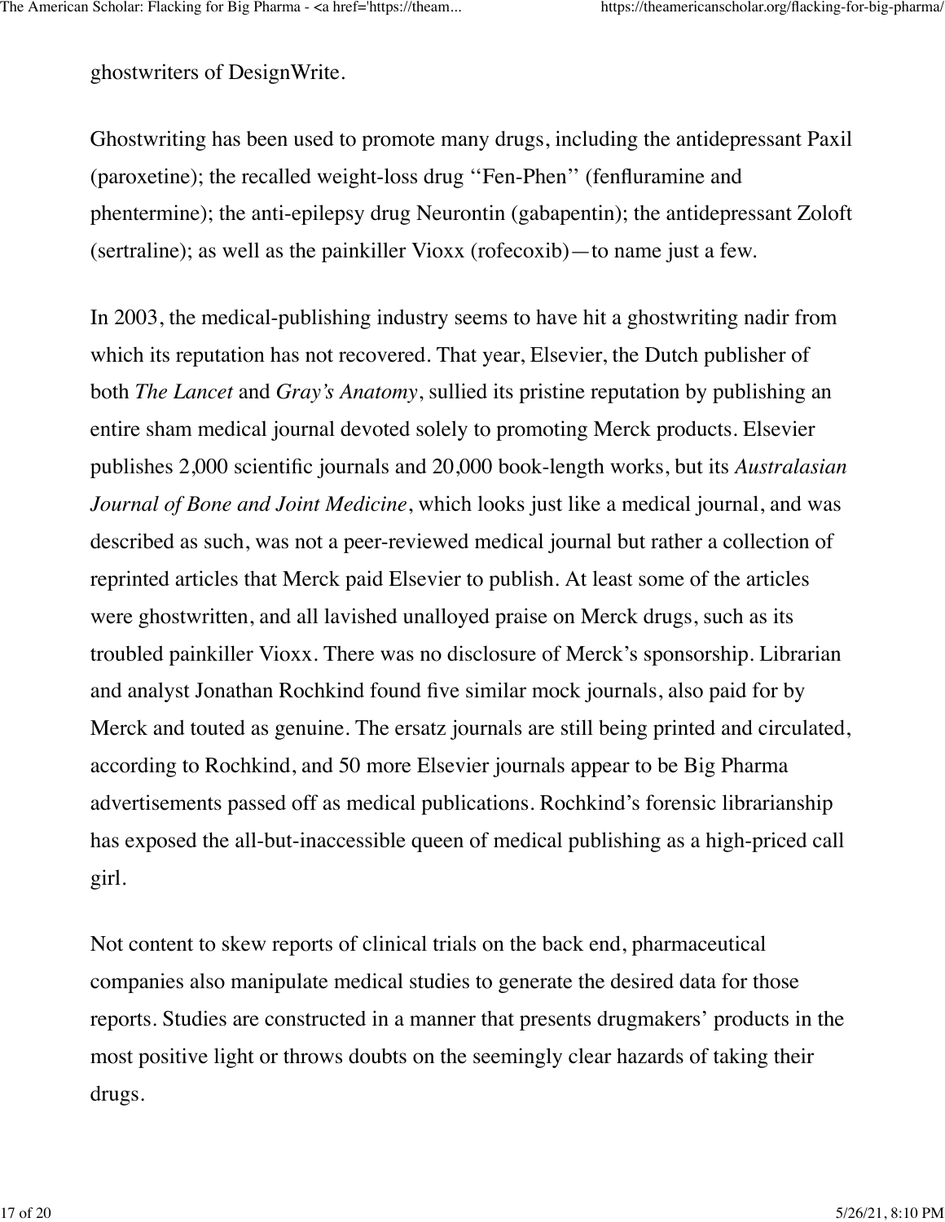ghostwriters of DesignWrite.

Ghostwriting has been used to promote many drugs, including the antidepressant Paxil (paroxetine); the recalled weight-loss drug ''Fen-Phen'' (fenfluramine and phentermine); the anti-epilepsy drug Neurontin (gabapentin); the antidepressant Zoloft (sertraline); as well as the painkiller Vioxx (rofecoxib)—to name just a few.

In 2003, the medical-publishing industry seems to have hit a ghostwriting nadir from which its reputation has not recovered. That year, Elsevier, the Dutch publisher of both *The Lancet* and *Gray's Anatomy*, sullied its pristine reputation by publishing an entire sham medical journal devoted solely to promoting Merck products. Elsevier publishes 2,000 scientific journals and 20,000 book-length works, but its *Australasian Journal of Bone and Joint Medicine*, which looks just like a medical journal, and was described as such, was not a peer-reviewed medical journal but rather a collection of reprinted articles that Merck paid Elsevier to publish. At least some of the articles were ghostwritten, and all lavished unalloyed praise on Merck drugs, such as its troubled painkiller Vioxx. There was no disclosure of Merck's sponsorship. Librarian and analyst Jonathan Rochkind found five similar mock journals, also paid for by Merck and touted as genuine. The ersatz journals are still being printed and circulated, according to Rochkind, and 50 more Elsevier journals appear to be Big Pharma advertisements passed off as medical publications. Rochkind's forensic librarianship has exposed the all-but-inaccessible queen of medical publishing as a high-priced call girl.

Not content to skew reports of clinical trials on the back end, pharmaceutical companies also manipulate medical studies to generate the desired data for those reports. Studies are constructed in a manner that presents drugmakers' products in the most positive light or throws doubts on the seemingly clear hazards of taking their drugs.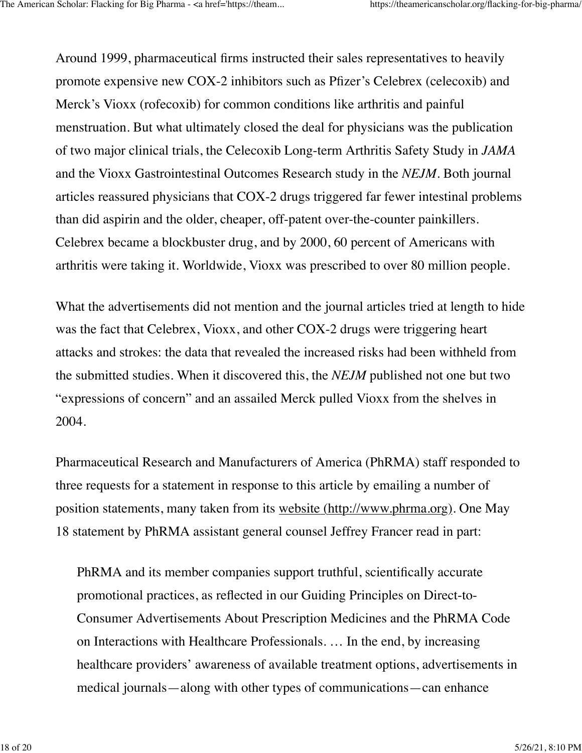Around 1999, pharmaceutical firms instructed their sales representatives to heavily promote expensive new COX-2 inhibitors such as Pfizer's Celebrex (celecoxib) and Merck's Vioxx (rofecoxib) for common conditions like arthritis and painful menstruation. But what ultimately closed the deal for physicians was the publication of two major clinical trials, the Celecoxib Long-term Arthritis Safety Study in *JAMA* and the Vioxx Gastrointestinal Outcomes Research study in the *NEJM*. Both journal articles reassured physicians that COX-2 drugs triggered far fewer intestinal problems than did aspirin and the older, cheaper, off-patent over-the-counter painkillers. Celebrex became a blockbuster drug, and by 2000, 60 percent of Americans with arthritis were taking it. Worldwide, Vioxx was prescribed to over 80 million people.

What the advertisements did not mention and the journal articles tried at length to hide was the fact that Celebrex, Vioxx, and other COX-2 drugs were triggering heart attacks and strokes: the data that revealed the increased risks had been withheld from the submitted studies. When it discovered this, the *NEJM* published not one but two "expressions of concern" and an assailed Merck pulled Vioxx from the shelves in 2004.

Pharmaceutical Research and Manufacturers of America (PhRMA) staff responded to three requests for a statement in response to this article by emailing a number of position statements, many taken from its website (http://www.phrma.org). One May 18 statement by PhRMA assistant general counsel Jeffrey Francer read in part:

> PhRMA and its member companies support truthful, scientifically accurate promotional practices, as reflected in our Guiding Principles on Direct-to-Consumer Advertisements About Prescription Medicines and the PhRMA Code on Interactions with Healthcare Professionals. … In the end, by increasing healthcare providers' awareness of available treatment options, advertisements in medical journals—along with other types of communications—can enhance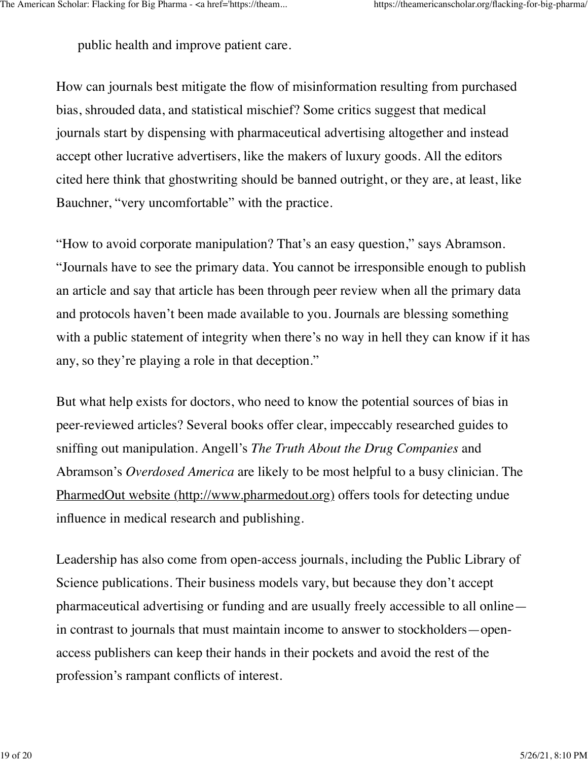public health and improve patient care.

How can journals best mitigate the flow of misinformation resulting from purchased bias, shrouded data, and statistical mischief? Some critics suggest that medical journals start by dispensing with pharmaceutical advertising altogether and instead accept other lucrative advertisers, like the makers of luxury goods. All the editors cited here think that ghostwriting should be banned outright, or they are, at least, like Bauchner, "very uncomfortable" with the practice.

"How to avoid corporate manipulation? That's an easy question," says Abramson. "Journals have to see the primary data. You cannot be irresponsible enough to publish an article and say that article has been through peer review when all the primary data and protocols haven't been made available to you. Journals are blessing something with a public statement of integrity when there's no way in hell they can know if it has any, so they're playing a role in that deception."

But what help exists for doctors, who need to know the potential sources of bias in peer-reviewed articles? Several books offer clear, impeccably researched guides to sniffing out manipulation. Angell's *The Truth About the Drug Companies* and Abramson's *Overdosed America* are likely to be most helpful to a busy clinician. The [PharmedOut website (http://www.pharmedout.org)](http://www.pharmedout.org) offers tools for detecting undue influence in medical research and publishing.

Leadership has also come from open-access journals, including the Public Library of Science publications. Their business models vary, but because they don't accept pharmaceutical advertising or funding and are usually freely accessible to all online—in contrast to journals that must maintain income to answer to stockholders—open-access publishers can keep their hands in their pockets and avoid the rest of the profession's rampant conflicts of interest.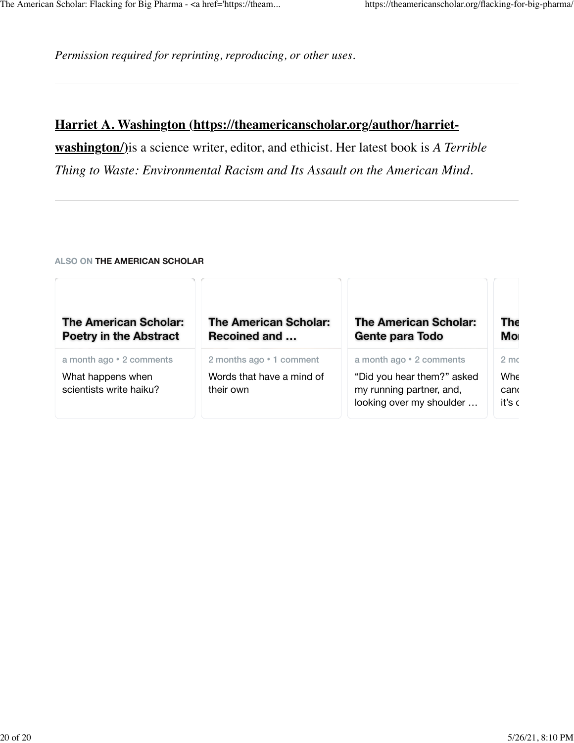*Permission required for reprinting, reproducing, or other uses.*

---

**Harriet A. Washington (https://theamericanscholar.org/author/harriet-washington/)** is a science writer, editor, and ethicist. Her latest book is *A Terrible Thing to Waste: Environmental Racism and Its Assault on the American Mind*.

---

ALSO ON **THE AMERICAN SCHOLAR**

**The American Scholar: Poetry in the Abstract**

a month ago • 2 comments

What happens when scientists write haiku?

**The American Scholar: Recoined and …**

2 months ago • 1 comment

Words that have a mind of their own

**The American Scholar: Gente para Todo**

a month ago • 2 comments

"Did you hear them?" asked my running partner, and, looking over my shoulder …

**The Mo**

2 mo

Whe cand it's c